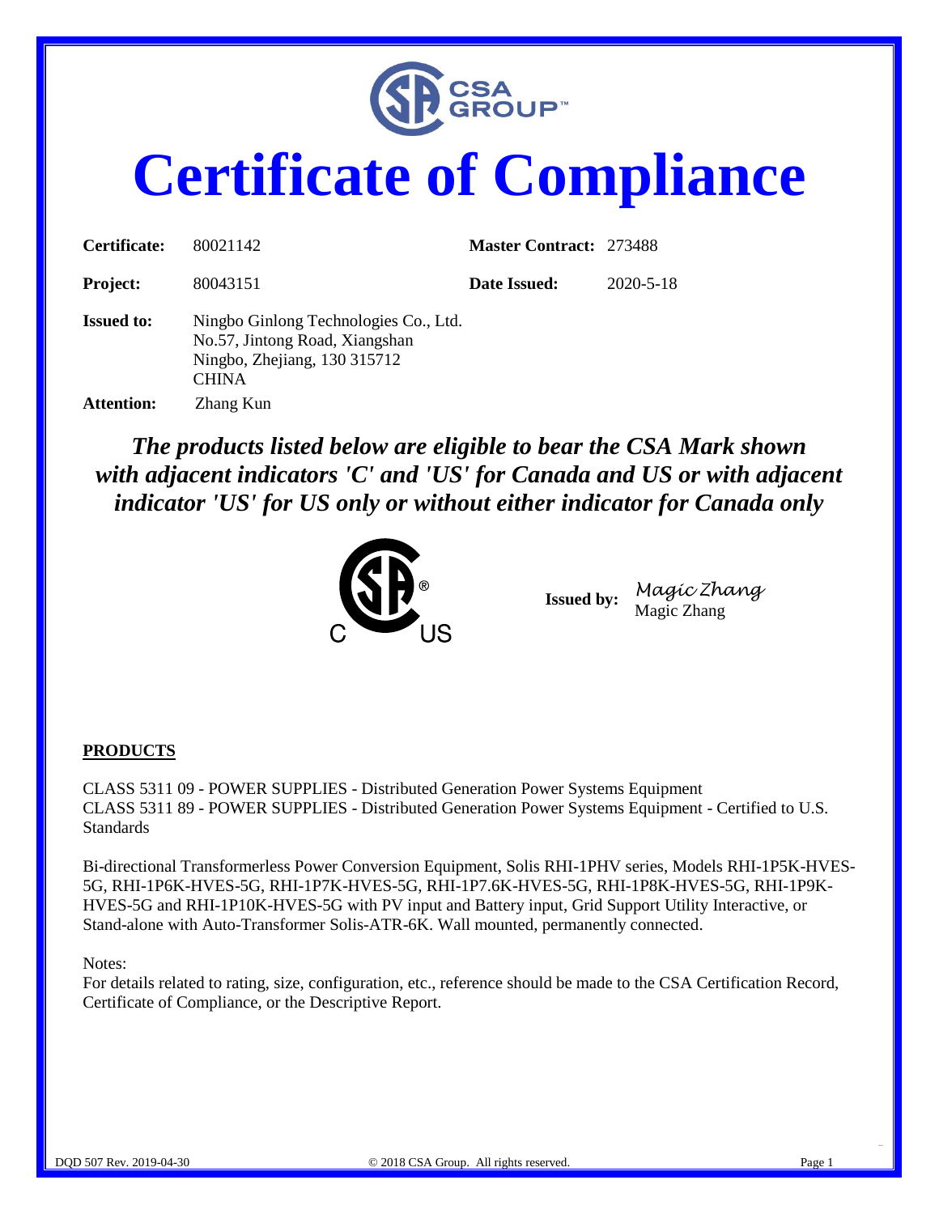CSA GROUP™

# Certificate of Compliance

| | | | |
|---|---|---|---|
| **Certificate:** | 80021142 | **Master Contract:** | 273488 |
| **Project:** | 80043151 | **Date Issued:** | 2020-5-18 |

**Issued to:** Ningbo Ginlong Technologies Co., Ltd.
No.57, Jintong Road, Xiangshan
Ningbo, Zhejiang, 130 315712
CHINA

**Attention:** Zhang Kun

***The products listed below are eligible to bear the CSA Mark shown with adjacent indicators 'C' and 'US' for Canada and US or with adjacent indicator 'US' for US only or without either indicator for Canada only***

C US

**Issued by:** *Magic Zhang*
Magic Zhang

**PRODUCTS**

CLASS 5311 09 - POWER SUPPLIES - Distributed Generation Power Systems Equipment
CLASS 5311 89 - POWER SUPPLIES - Distributed Generation Power Systems Equipment - Certified to U.S. Standards

Bi-directional Transformerless Power Conversion Equipment, Solis RHI-1PHV series, Models RHI-1P5K-HVES-5G, RHI-1P6K-HVES-5G, RHI-1P7K-HVES-5G, RHI-1P7.6K-HVES-5G, RHI-1P8K-HVES-5G, RHI-1P9K-HVES-5G and RHI-1P10K-HVES-5G with PV input and Battery input, Grid Support Utility Interactive, or Stand-alone with Auto-Transformer Solis-ATR-6K. Wall mounted, permanently connected.

Notes:
For details related to rating, size, configuration, etc., reference should be made to the CSA Certification Record, Certificate of Compliance, or the Descriptive Report.

DQD 507 Rev. 2019-04-30 © 2018 CSA Group. All rights reserved.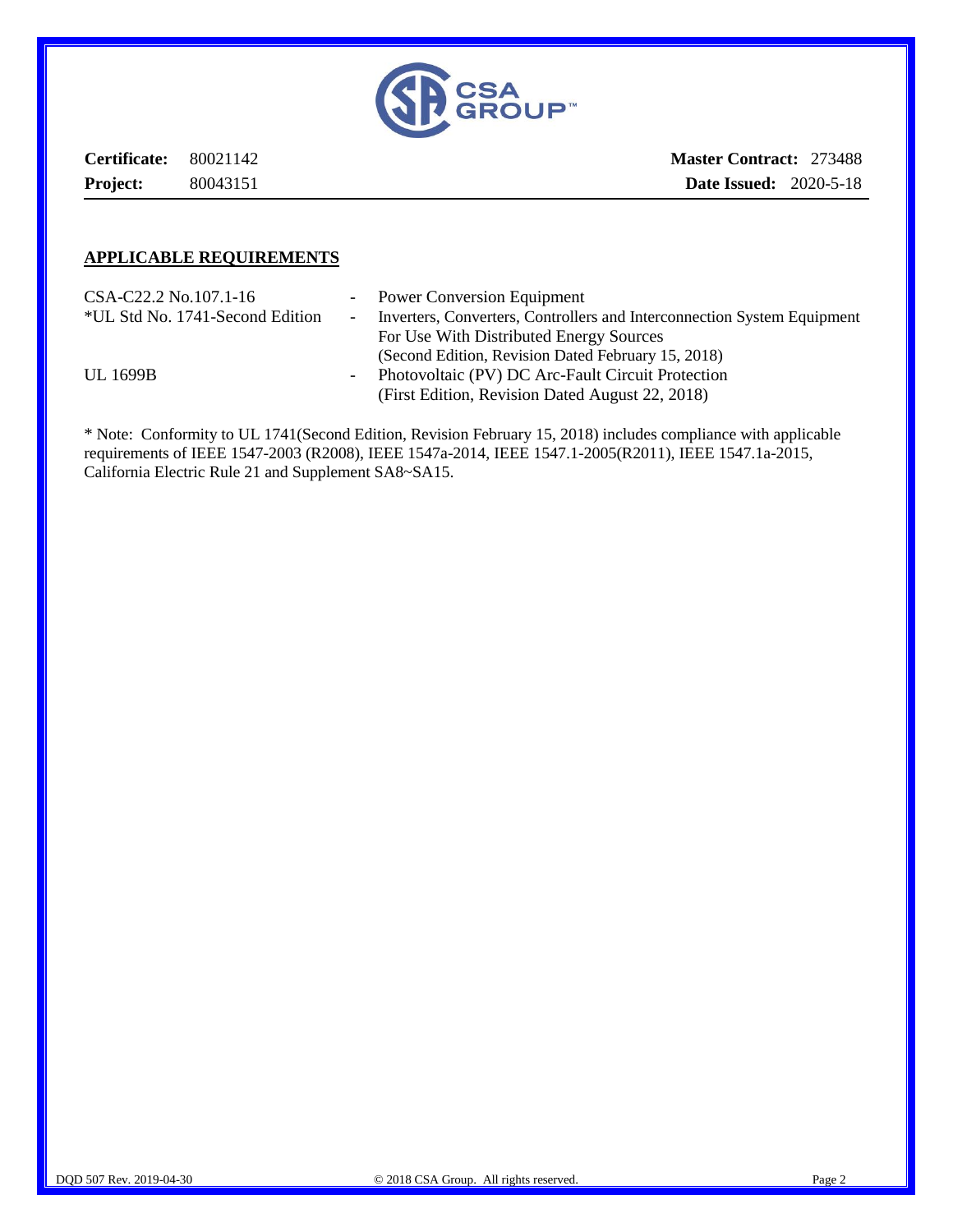| **Certificate:** | 80021142 | **Master Contract:** | 273488 |
|---|---|---|---|
| **Project:** | 80043151 | **Date Issued:** | 2020-5-18 |

## APPLICABLE REQUIREMENTS

| | | |
|---|---|---|
| CSA-C22.2 No.107.1-16 | - | Power Conversion Equipment |
| *UL Std No. 1741-Second Edition | - | Inverters, Converters, Controllers and Interconnection System Equipment For Use With Distributed Energy Sources (Second Edition, Revision Dated February 15, 2018) |
| UL 1699B | - | Photovoltaic (PV) DC Arc-Fault Circuit Protection (First Edition, Revision Dated August 22, 2018) |

* Note: Conformity to UL 1741(Second Edition, Revision February 15, 2018) includes compliance with applicable requirements of IEEE 1547-2003 (R2008), IEEE 1547a-2014, IEEE 1547.1-2005(R2011), IEEE 1547.1a-2015, California Electric Rule 21 and Supplement SA8~SA15.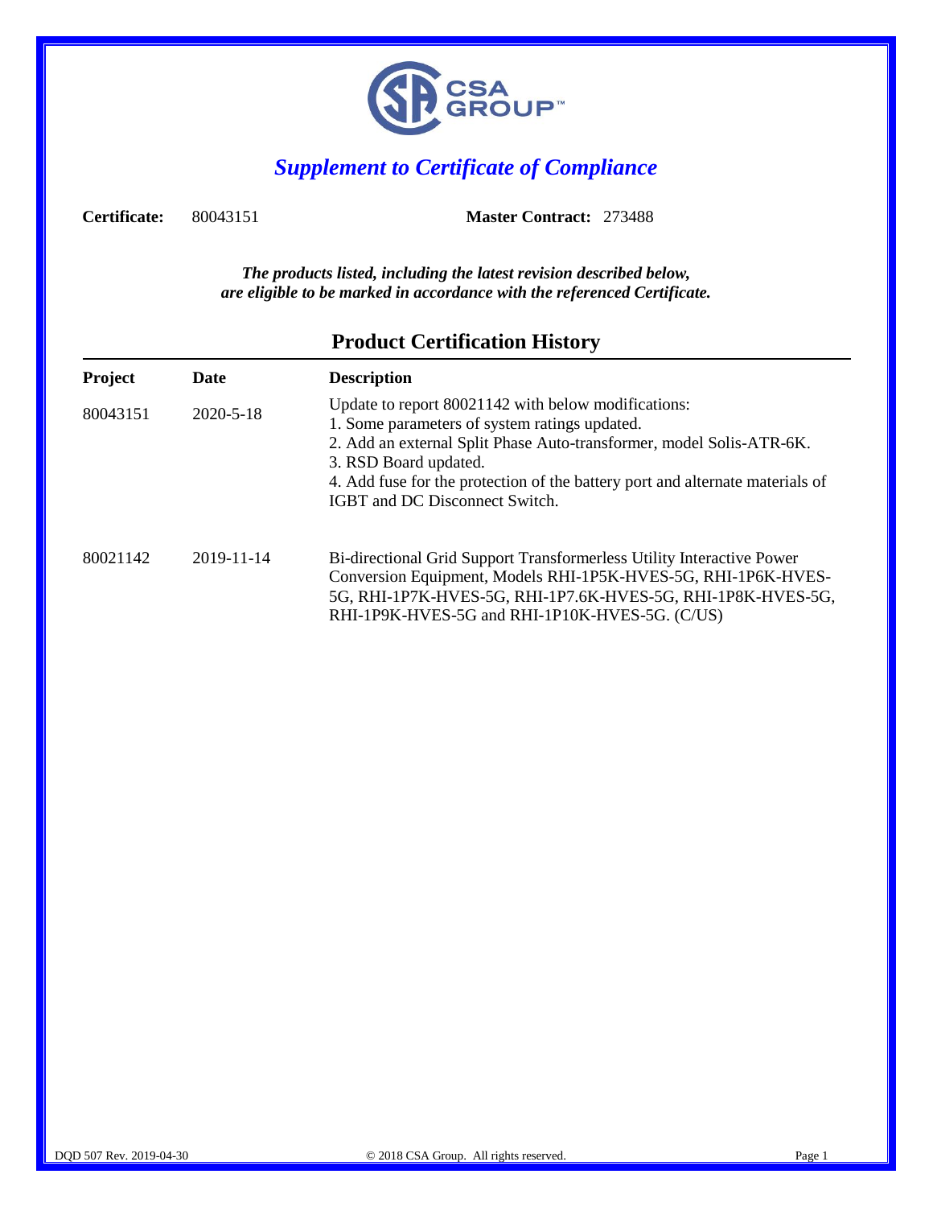# *Supplement to Certificate of Compliance*

**Certificate:** 80043151 **Master Contract:** 273488

***The products listed, including the latest revision described below, are eligible to be marked in accordance with the referenced Certificate.***

## Product Certification History

| Project | Date | Description |
|---|---|---|
| 80043151 | 2020-5-18 | Update to report 80021142 with below modifications:<br>1. Some parameters of system ratings updated.<br>2. Add an external Split Phase Auto-transformer, model Solis-ATR-6K.<br>3. RSD Board updated.<br>4. Add fuse for the protection of the battery port and alternate materials of IGBT and DC Disconnect Switch. |
| 80021142 | 2019-11-14 | Bi-directional Grid Support Transformerless Utility Interactive Power Conversion Equipment, Models RHI-1P5K-HVES-5G, RHI-1P6K-HVES-5G, RHI-1P7K-HVES-5G, RHI-1P7.6K-HVES-5G, RHI-1P8K-HVES-5G, RHI-1P9K-HVES-5G and RHI-1P10K-HVES-5G. (C/US) |

DQD 507 Rev. 2019-04-30 © 2018 CSA Group. All rights reserved.